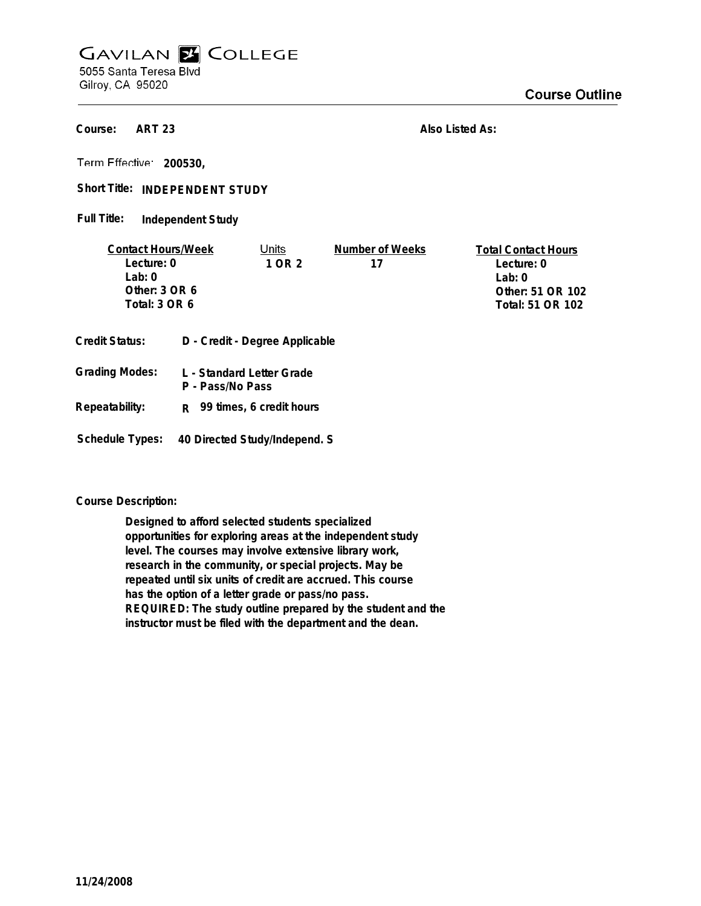# GAVILAN COLLEGE

5055 Santa Teresa Blvd
Gilroy, CA 95020

## Course Outline

**Course:** ART 23

**Also Listed As:**

**Term Effective:** 200530,

**Short Title:** INDEPENDENT STUDY

**Full Title:** Independent Study

| Contact Hours/Week | Units | Number of Weeks | Total Contact Hours |
|---|---|---|---|
| Lecture: 0 | 1 OR 2 | 17 | Lecture: 0 |
| Lab: 0 | | | Lab: 0 |
| Other: 3 OR 6 | | | Other: 51 OR 102 |
| Total: 3 OR 6 | | | Total: 51 OR 102 |

**Credit Status:** D - Credit - Degree Applicable

**Grading Modes:** L - Standard Letter Grade
P - Pass/No Pass

**Repeatability:** R 99 times, 6 credit hours

**Schedule Types:** 40 Directed Study/Independ. S

**Course Description:**

Designed to afford selected students specialized opportunities for exploring areas at the independent study level. The courses may involve extensive library work, research in the community, or special projects. May be repeated until six units of credit are accrued. This course has the option of a letter grade or pass/no pass. REQUIRED: The study outline prepared by the student and the instructor must be filed with the department and the dean.

11/24/2008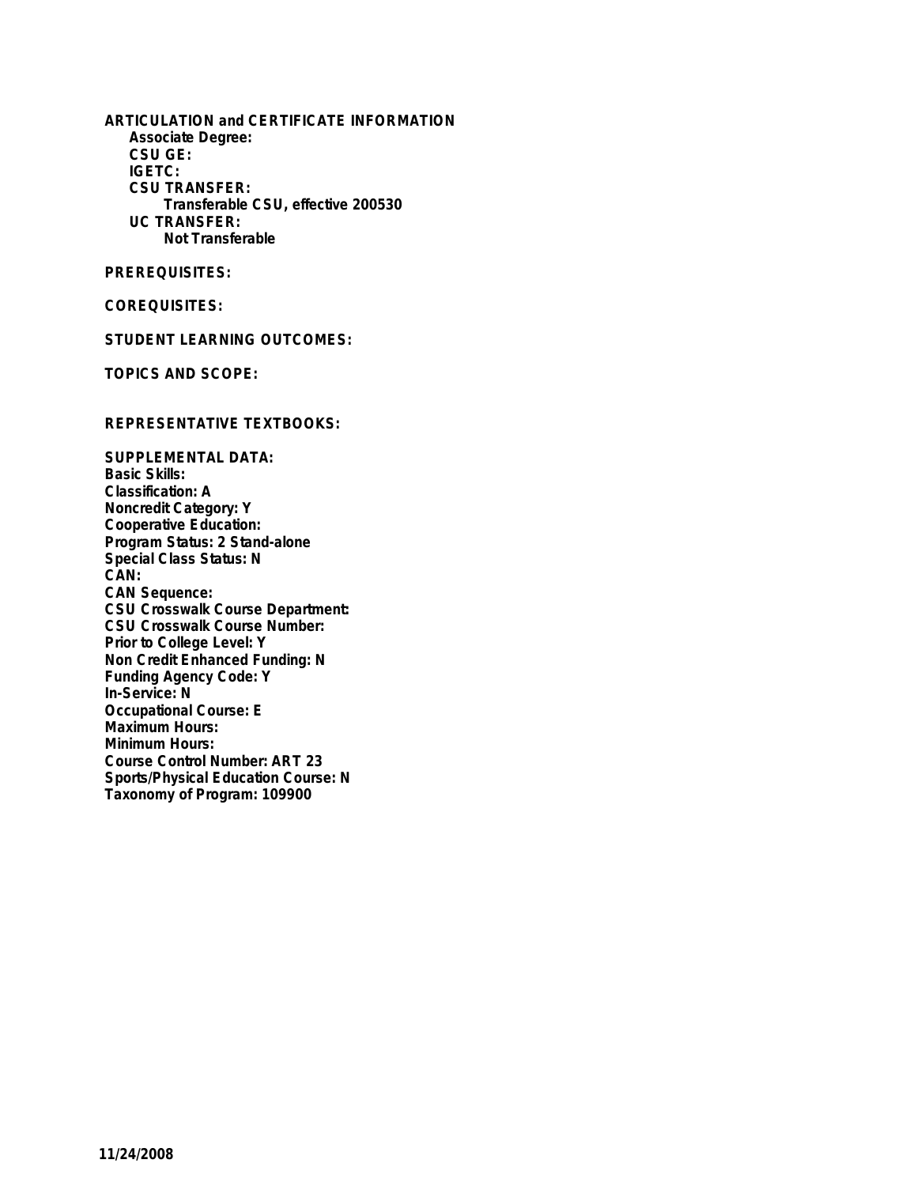**ARTICULATION and CERTIFICATE INFORMATION**

**Associate Degree:**

**CSU GE:**

**IGETC:**

**CSU TRANSFER:**

Transferable CSU, effective 200530

**UC TRANSFER:**

Not Transferable

**PREREQUISITES:**

**COREQUISITES:**

**STUDENT LEARNING OUTCOMES:**

**TOPICS AND SCOPE:**

**REPRESENTATIVE TEXTBOOKS:**

**SUPPLEMENTAL DATA:**

Basic Skills:
Classification: A
Noncredit Category: Y
Cooperative Education:
Program Status: 2 Stand-alone
Special Class Status: N
CAN:
CAN Sequence:
CSU Crosswalk Course Department:
CSU Crosswalk Course Number:
Prior to College Level: Y
Non Credit Enhanced Funding: N
Funding Agency Code: Y
In-Service: N
Occupational Course: E
Maximum Hours:
Minimum Hours:
Course Control Number: ART 23
Sports/Physical Education Course: N
Taxonomy of Program: 109900

11/24/2008